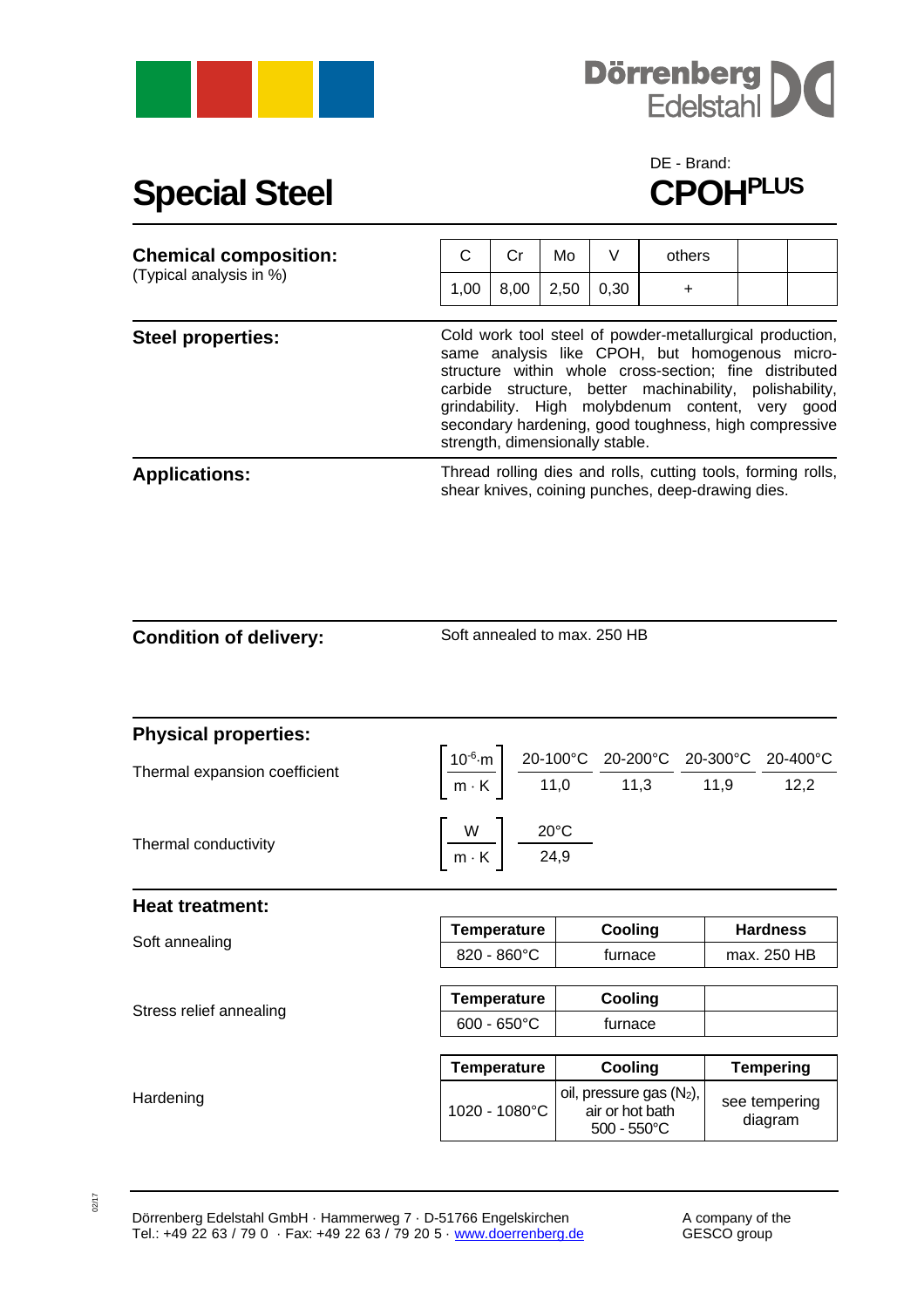Dörrenberg Edelstahl

# Special Steel

DE - Brand:
**CPOH[PLUS]**

## Chemical composition:

(Typical analysis in %)

| C | Cr | Mo | V | others | | |
|---|---|---|---|---|---|---|
| 1,00 | 8,00 | 2,50 | 0,30 | + | | |

## Steel properties:

Cold work tool steel of powder-metallurgical production, same analysis like CPOH, but homogenous micro-structure within whole cross-section; fine distributed carbide structure, better machinability, polishability, grindability. High molybdenum content, very good secondary hardening, good toughness, high compressive strength, dimensionally stable.

## Applications:

Thread rolling dies and rolls, cutting tools, forming rolls, shear knives, coining punches, deep-drawing dies.

## Condition of delivery:

Soft annealed to max. 250 HB

## Physical properties:

**Thermal expansion coefficient** $\left[\frac{10^{-6} \cdot m}{m \cdot K}\right]$

| 20-100°C | 20-200°C | 20-300°C | 20-400°C |
|---|---|---|---|
| 11,0 | 11,3 | 11,9 | 12,2 |

**Thermal conductivity** $\left[\frac{W}{m \cdot K}\right]$

| 20°C |
|---|
| 24,9 |

## Heat treatment:

**Soft annealing**

| Temperature | Cooling | Hardness |
|---|---|---|
| 820 - 860°C | furnace | max. 250 HB |

**Stress relief annealing**

| Temperature | Cooling | |
|---|---|---|
| 600 - 650°C | furnace | |

**Hardening**

| Temperature | Cooling | Tempering |
|---|---|---|
| 1020 - 1080°C | oil, pressure gas ($N_2$), air or hot bath 500 - 550°C | see tempering diagram |

Dörrenberg Edelstahl GmbH · Hammerweg 7 · D-51766 Engelskirchen
Tel.: +49 22 63 / 79 0 · Fax: +49 22 63 / 79 20 5 · www.doerrenberg.de

A company of the GESCO group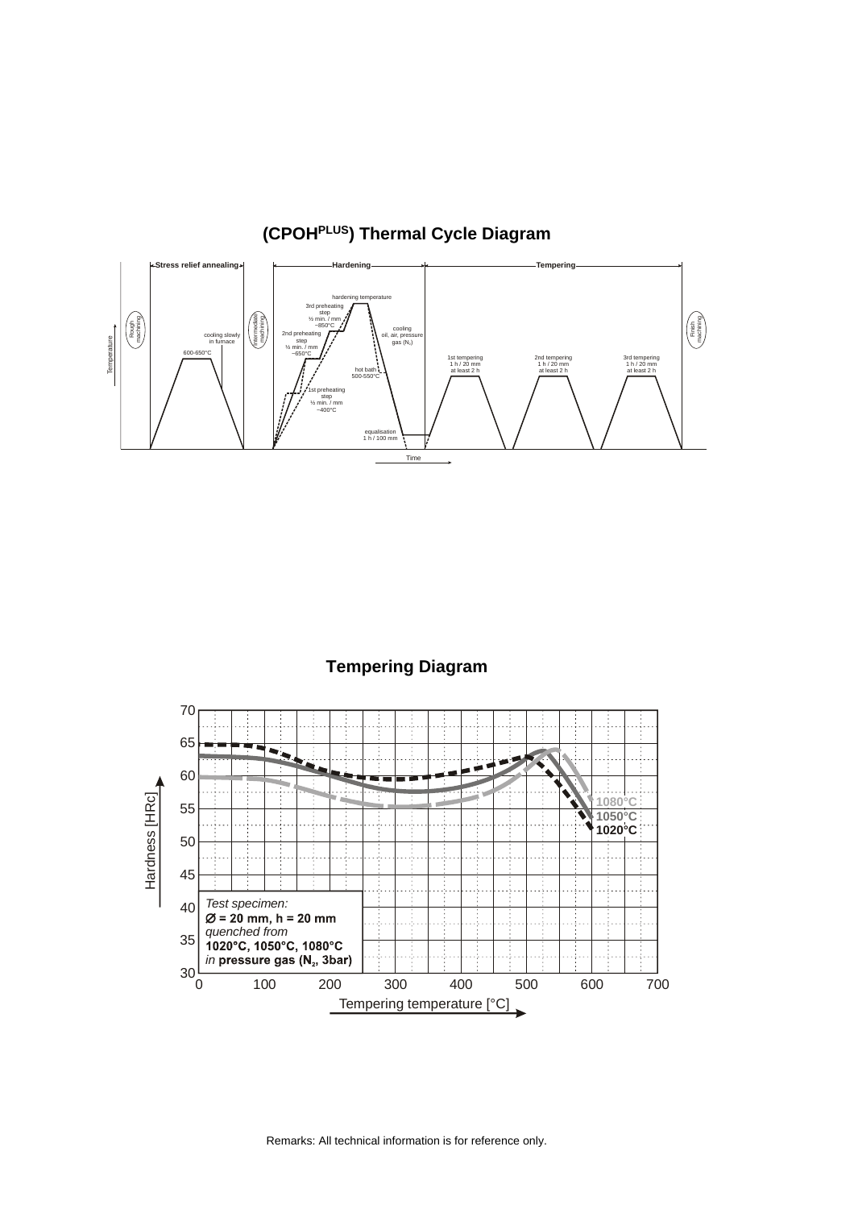## (CPOH$^{PLUS}$) Thermal Cycle Diagram

Stress relief annealing

Hardening

Tempering

Temperature

Rough machining

cooling slowly in furnace

600-650°C

Intermediate machining

hardening temperature

3rd preheating step ½ min. / mm ~850°C

2nd preheating step ½ min. / mm ~650°C

1st preheating step ½ min. / mm ~400°C

cooling oil, air, pressure gas ($N_2$)

hot bath 500-550°C

equalisation 1 h / 100 mm

1st tempering 1 h / 20 mm at least 2 h

2nd tempering 1 h / 20 mm at least 2 h

3rd tempering 1 h / 20 mm at least 2 h

Finish machining

Time

## Tempering Diagram

Hardness [HRc]

70
65
60
55
50
45
40
35
30

0 100 200 300 400 500 600 700

Tempering temperature [°C]

1080°C
1050°C
1020°C

*Test specimen:*
**Ø = 20 mm, h = 20 mm**
*quenched from*
**1020°C, 1050°C, 1080°C**
*in* **pressure gas ($N_2$, 3bar)**

Remarks: All technical information is for reference only.